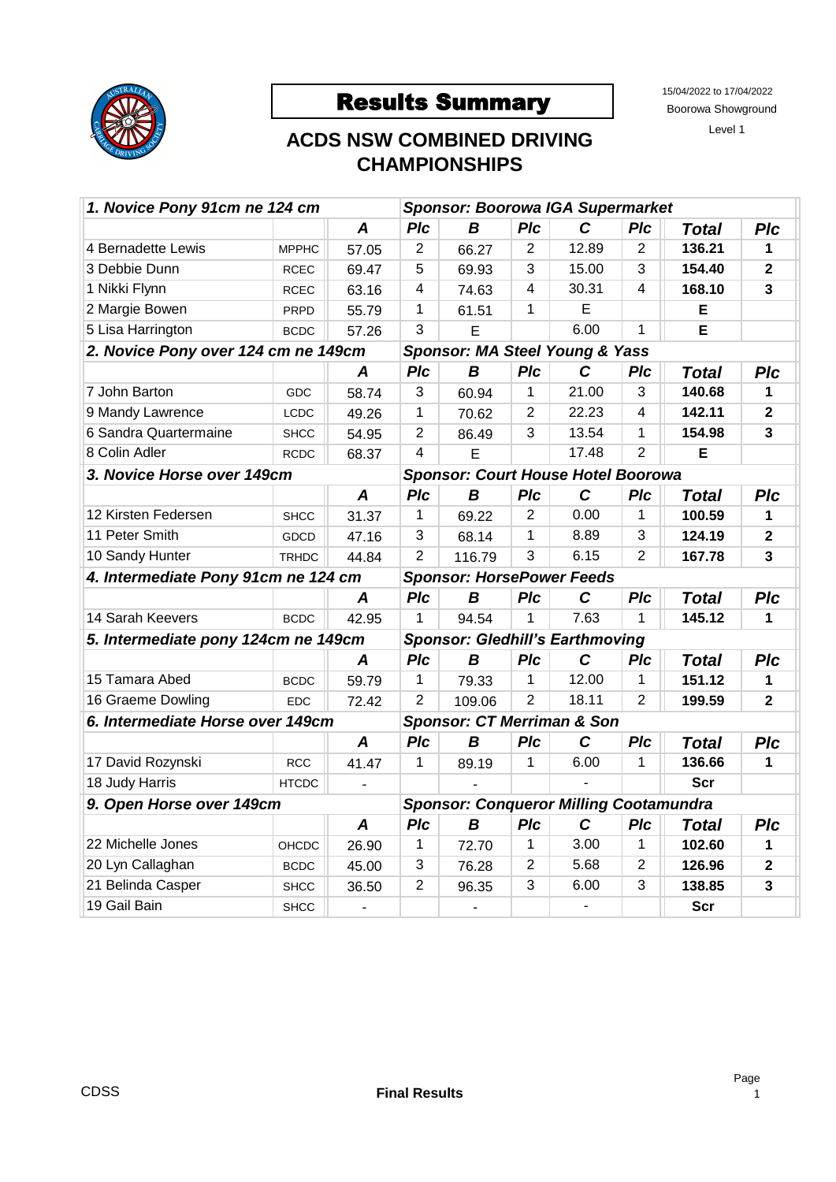# Results Summary

15/04/2022 to 17/04/2022
Boorowa Showground
Level 1

## ACDS NSW COMBINED DRIVING CHAMPIONSHIPS

| ***1. Novice Pony 91cm ne 124 cm*** | | | ***Sponsor: Boorowa IGA Supermarket*** | | | | | | |
|---|---|---|---|---|---|---|---|---|---|
| | | ***A*** | ***Plc*** | ***B*** | ***Plc*** | ***C*** | ***Plc*** | ***Total*** | ***Plc*** |
| 4 Bernadette Lewis | MPPHC | 57.05 | 2 | 66.27 | 2 | 12.89 | 2 | **136.21** | **1** |
| 3 Debbie Dunn | RCEC | 69.47 | 5 | 69.93 | 3 | 15.00 | 3 | **154.40** | **2** |
| 1 Nikki Flynn | RCEC | 63.16 | 4 | 74.63 | 4 | 30.31 | 4 | **168.10** | **3** |
| 2 Margie Bowen | PRPD | 55.79 | 1 | 61.51 | 1 | E | | **E** | |
| 5 Lisa Harrington | BCDC | 57.26 | 3 | E | | 6.00 | 1 | **E** | |
| ***2. Novice Pony over 124 cm ne 149cm*** | | | ***Sponsor: MA Steel Young & Yass*** | | | | | | |
| | | ***A*** | ***Plc*** | ***B*** | ***Plc*** | ***C*** | ***Plc*** | ***Total*** | ***Plc*** |
| 7 John Barton | GDC | 58.74 | 3 | 60.94 | 1 | 21.00 | 3 | **140.68** | **1** |
| 9 Mandy Lawrence | LCDC | 49.26 | 1 | 70.62 | 2 | 22.23 | 4 | **142.11** | **2** |
| 6 Sandra Quartermaine | SHCC | 54.95 | 2 | 86.49 | 3 | 13.54 | 1 | **154.98** | **3** |
| 8 Colin Adler | RCDC | 68.37 | 4 | E | | 17.48 | 2 | **E** | |
| ***3. Novice Horse over 149cm*** | | | ***Sponsor: Court House Hotel Boorowa*** | | | | | | |
| | | ***A*** | ***Plc*** | ***B*** | ***Plc*** | ***C*** | ***Plc*** | ***Total*** | ***Plc*** |
| 12 Kirsten Federsen | SHCC | 31.37 | 1 | 69.22 | 2 | 0.00 | 1 | **100.59** | **1** |
| 11 Peter Smith | GDCD | 47.16 | 3 | 68.14 | 1 | 8.89 | 3 | **124.19** | **2** |
| 10 Sandy Hunter | TRHDC | 44.84 | 2 | 116.79 | 3 | 6.15 | 2 | **167.78** | **3** |
| ***4. Intermediate Pony 91cm ne 124 cm*** | | | ***Sponsor: HorsePower Feeds*** | | | | | | |
| | | ***A*** | ***Plc*** | ***B*** | ***Plc*** | ***C*** | ***Plc*** | ***Total*** | ***Plc*** |
| 14 Sarah Keevers | BCDC | 42.95 | 1 | 94.54 | 1 | 7.63 | 1 | **145.12** | **1** |
| ***5. Intermediate pony 124cm ne 149cm*** | | | ***Sponsor: Gledhill's Earthmoving*** | | | | | | |
| | | ***A*** | ***Plc*** | ***B*** | ***Plc*** | ***C*** | ***Plc*** | ***Total*** | ***Plc*** |
| 15 Tamara Abed | BCDC | 59.79 | 1 | 79.33 | 1 | 12.00 | 1 | **151.12** | **1** |
| 16 Graeme Dowling | EDC | 72.42 | 2 | 109.06 | 2 | 18.11 | 2 | **199.59** | **2** |
| ***6. Intermediate Horse over 149cm*** | | | ***Sponsor: CT Merriman & Son*** | | | | | | |
| | | ***A*** | ***Plc*** | ***B*** | ***Plc*** | ***C*** | ***Plc*** | ***Total*** | ***Plc*** |
| 17 David Rozynski | RCC | 41.47 | 1 | 89.19 | 1 | 6.00 | 1 | **136.66** | **1** |
| 18 Judy Harris | HTCDC | - | | - | | - | | **Scr** | |
| ***9. Open Horse over 149cm*** | | | ***Sponsor: Conqueror Milling Cootamundra*** | | | | | | |
| | | ***A*** | ***Plc*** | ***B*** | ***Plc*** | ***C*** | ***Plc*** | ***Total*** | ***Plc*** |
| 22 Michelle Jones | OHCDC | 26.90 | 1 | 72.70 | 1 | 3.00 | 1 | **102.60** | **1** |
| 20 Lyn Callaghan | BCDC | 45.00 | 3 | 76.28 | 2 | 5.68 | 2 | **126.96** | **2** |
| 21 Belinda Casper | SHCC | 36.50 | 2 | 96.35 | 3 | 6.00 | 3 | **138.85** | **3** |
| 19 Gail Bain | SHCC | - | | - | | - | | **Scr** | |

CDSS **Final Results**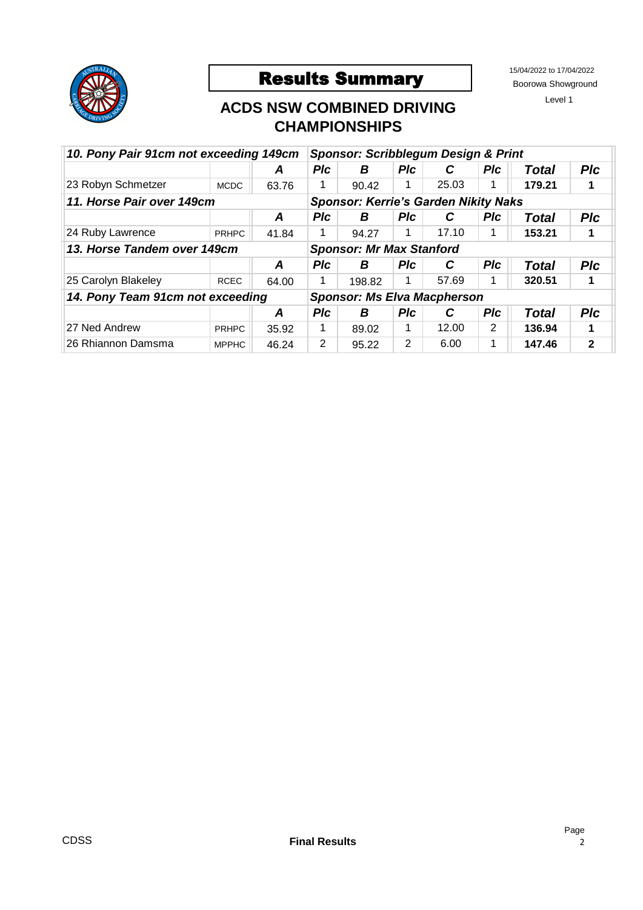# Results Summary

15/04/2022 to 17/04/2022
Boorowa Showground
Level 1

## ACDS NSW COMBINED DRIVING CHAMPIONSHIPS

| 10. Pony Pair 91cm not exceeding 149cm | | Sponsor: Scribblegum Design & Print | | | | | | | |
|---|---|---|---|---|---|---|---|---|---|
| | | **A** | **Plc** | **B** | **Plc** | **C** | **Plc** | **Total** | **Plc** |
| 23 Robyn Schmetzer | MCDC | 63.76 | 1 | 90.42 | 1 | 25.03 | 1 | **179.21** | **1** |
| **11. Horse Pair over 149cm** | | **Sponsor: Kerrie's Garden Nikity Naks** | | | | | | | |
| | | **A** | **Plc** | **B** | **Plc** | **C** | **Plc** | **Total** | **Plc** |
| 24 Ruby Lawrence | PRHPC | 41.84 | 1 | 94.27 | 1 | 17.10 | 1 | **153.21** | **1** |
| **13. Horse Tandem over 149cm** | | **Sponsor: Mr Max Stanford** | | | | | | | |
| | | **A** | **Plc** | **B** | **Plc** | **C** | **Plc** | **Total** | **Plc** |
| 25 Carolyn Blakeley | RCEC | 64.00 | 1 | 198.82 | 1 | 57.69 | 1 | **320.51** | **1** |
| **14. Pony Team 91cm not exceeding** | | **Sponsor: Ms Elva Macpherson** | | | | | | | |
| | | **A** | **Plc** | **B** | **Plc** | **C** | **Plc** | **Total** | **Plc** |
| 27 Ned Andrew | PRHPC | 35.92 | 1 | 89.02 | 1 | 12.00 | 2 | **136.94** | **1** |
| 26 Rhiannon Damsma | MPPHC | 46.24 | 2 | 95.22 | 2 | 6.00 | 1 | **147.46** | **2** |

CDSS

**Final Results**